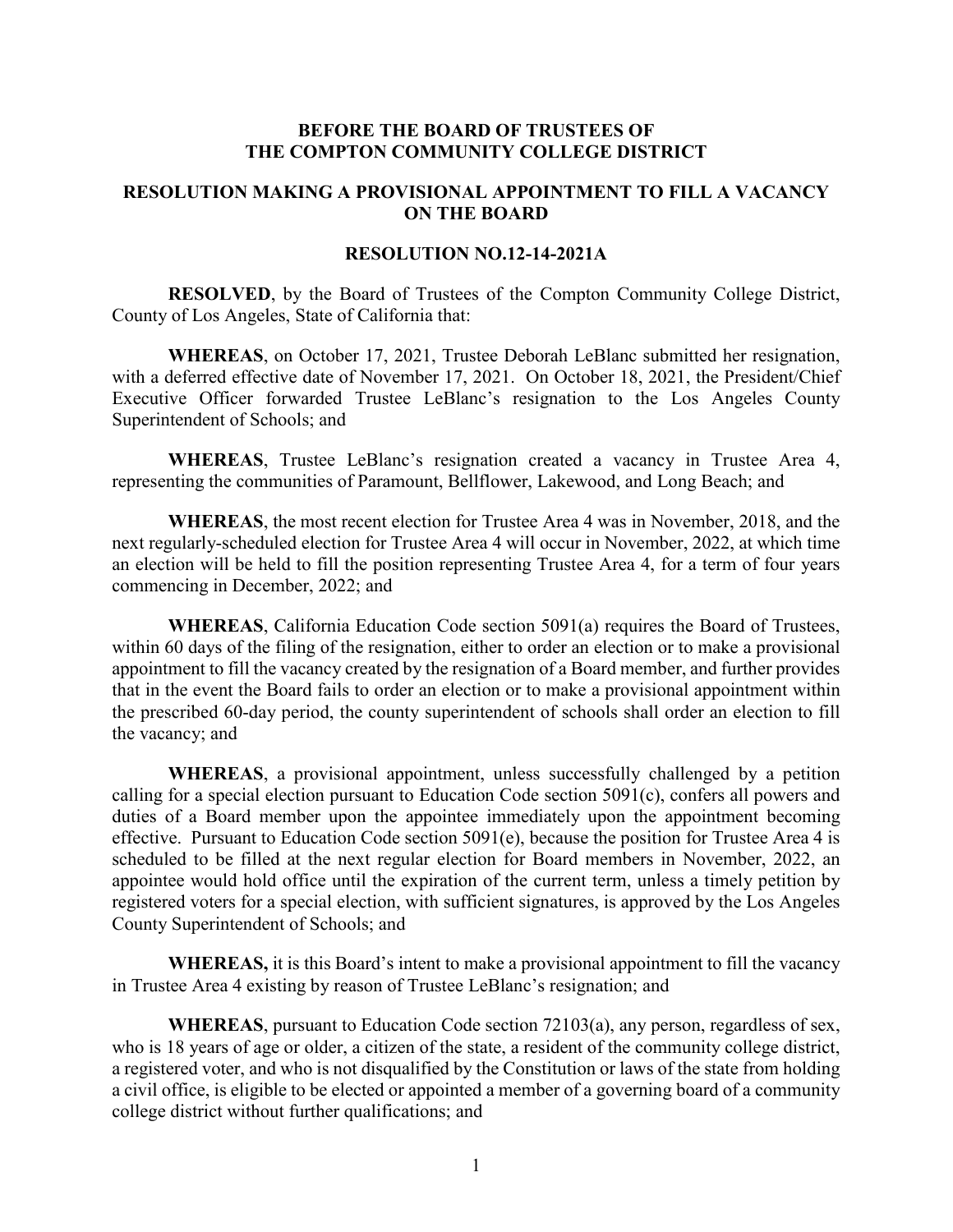**BEFORE THE BOARD OF TRUSTEES OF**
**THE COMPTON COMMUNITY COLLEGE DISTRICT**

**RESOLUTION MAKING A PROVISIONAL APPOINTMENT TO FILL A VACANCY ON THE BOARD**

**RESOLUTION NO.12-14-2021A**

**RESOLVED**, by the Board of Trustees of the Compton Community College District, County of Los Angeles, State of California that:

**WHEREAS**, on October 17, 2021, Trustee Deborah LeBlanc submitted her resignation, with a deferred effective date of November 17, 2021. On October 18, 2021, the President/Chief Executive Officer forwarded Trustee LeBlanc's resignation to the Los Angeles County Superintendent of Schools; and

**WHEREAS**, Trustee LeBlanc's resignation created a vacancy in Trustee Area 4, representing the communities of Paramount, Bellflower, Lakewood, and Long Beach; and

**WHEREAS**, the most recent election for Trustee Area 4 was in November, 2018, and the next regularly-scheduled election for Trustee Area 4 will occur in November, 2022, at which time an election will be held to fill the position representing Trustee Area 4, for a term of four years commencing in December, 2022; and

**WHEREAS**, California Education Code section 5091(a) requires the Board of Trustees, within 60 days of the filing of the resignation, either to order an election or to make a provisional appointment to fill the vacancy created by the resignation of a Board member, and further provides that in the event the Board fails to order an election or to make a provisional appointment within the prescribed 60-day period, the county superintendent of schools shall order an election to fill the vacancy; and

**WHEREAS**, a provisional appointment, unless successfully challenged by a petition calling for a special election pursuant to Education Code section 5091(c), confers all powers and duties of a Board member upon the appointee immediately upon the appointment becoming effective. Pursuant to Education Code section 5091(e), because the position for Trustee Area 4 is scheduled to be filled at the next regular election for Board members in November, 2022, an appointee would hold office until the expiration of the current term, unless a timely petition by registered voters for a special election, with sufficient signatures, is approved by the Los Angeles County Superintendent of Schools; and

**WHEREAS,** it is this Board's intent to make a provisional appointment to fill the vacancy in Trustee Area 4 existing by reason of Trustee LeBlanc's resignation; and

**WHEREAS**, pursuant to Education Code section 72103(a), any person, regardless of sex, who is 18 years of age or older, a citizen of the state, a resident of the community college district, a registered voter, and who is not disqualified by the Constitution or laws of the state from holding a civil office, is eligible to be elected or appointed a member of a governing board of a community college district without further qualifications; and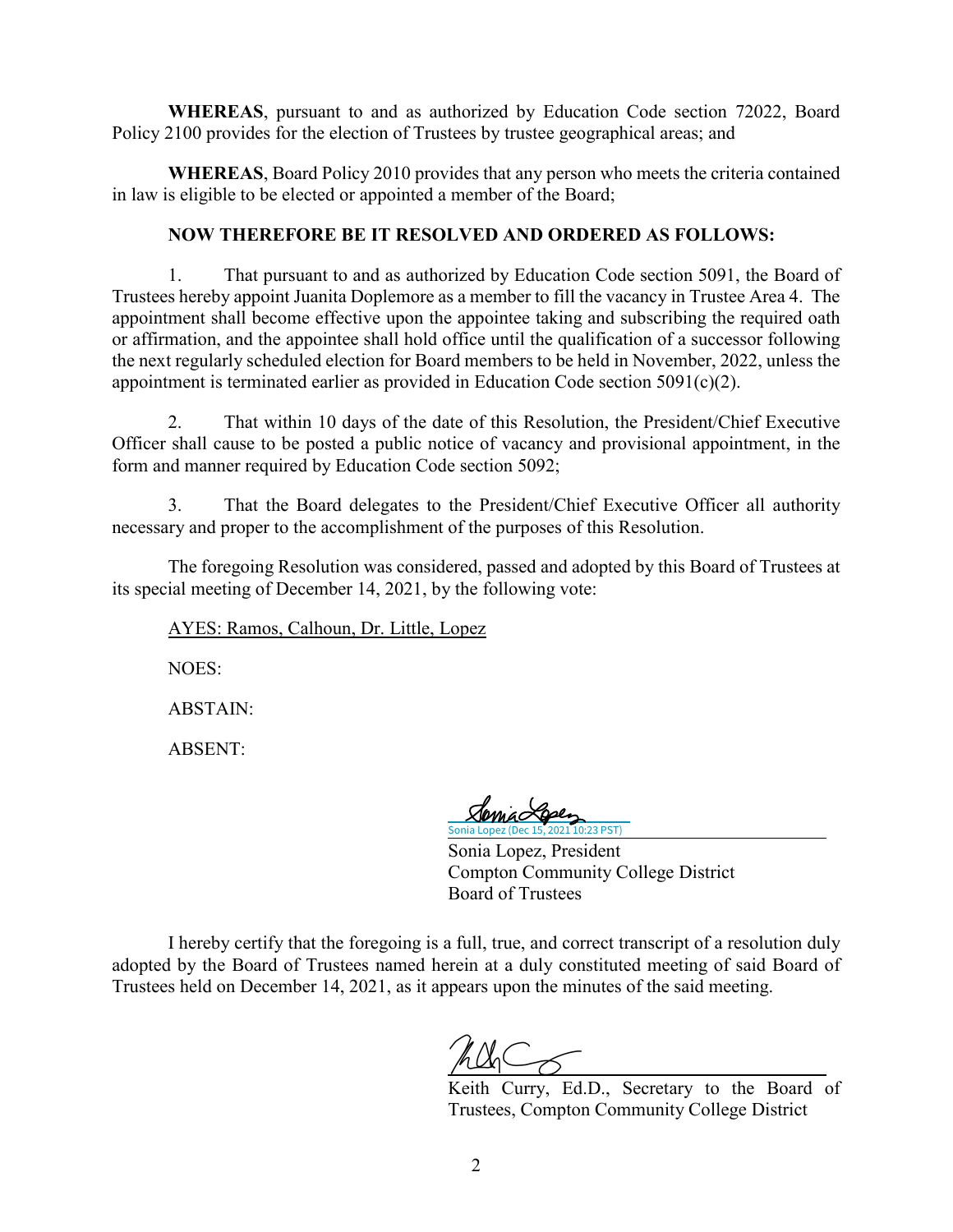**WHEREAS**, pursuant to and as authorized by Education Code section 72022, Board Policy 2100 provides for the election of Trustees by trustee geographical areas; and

**WHEREAS**, Board Policy 2010 provides that any person who meets the criteria contained in law is eligible to be elected or appointed a member of the Board;

**NOW THEREFORE BE IT RESOLVED AND ORDERED AS FOLLOWS:**

1. That pursuant to and as authorized by Education Code section 5091, the Board of Trustees hereby appoint Juanita Doplemore as a member to fill the vacancy in Trustee Area 4. The appointment shall become effective upon the appointee taking and subscribing the required oath or affirmation, and the appointee shall hold office until the qualification of a successor following the next regularly scheduled election for Board members to be held in November, 2022, unless the appointment is terminated earlier as provided in Education Code section 5091(c)(2).

2. That within 10 days of the date of this Resolution, the President/Chief Executive Officer shall cause to be posted a public notice of vacancy and provisional appointment, in the form and manner required by Education Code section 5092;

3. That the Board delegates to the President/Chief Executive Officer all authority necessary and proper to the accomplishment of the purposes of this Resolution.

The foregoing Resolution was considered, passed and adopted by this Board of Trustees at its special meeting of December 14, 2021, by the following vote:

AYES: Ramos, Calhoun, Dr. Little, Lopez

NOES:

ABSTAIN:

ABSENT:

Sonia Lopez (Dec 15, 2021 10:23 PST)

Sonia Lopez, President
Compton Community College District
Board of Trustees

I hereby certify that the foregoing is a full, true, and correct transcript of a resolution duly adopted by the Board of Trustees named herein at a duly constituted meeting of said Board of Trustees held on December 14, 2021, as it appears upon the minutes of the said meeting.

Keith Curry, Ed.D., Secretary to the Board of Trustees, Compton Community College District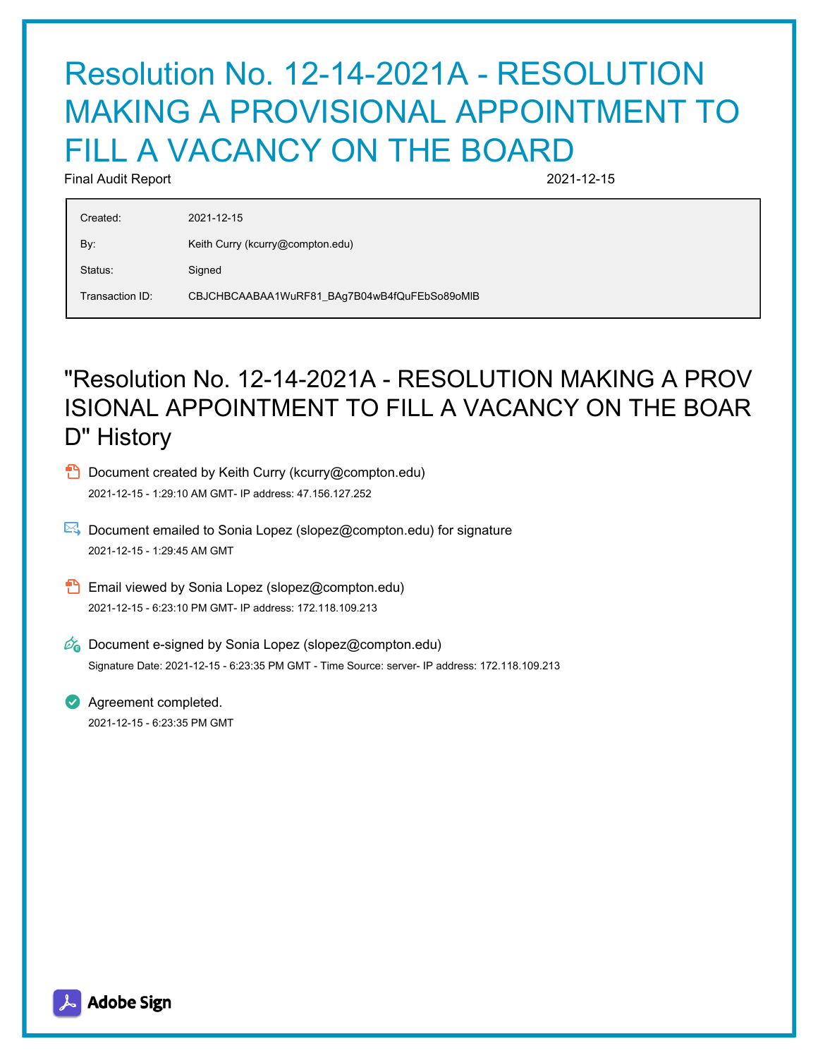# Resolution No. 12-14-2021A - RESOLUTION MAKING A PROVISIONAL APPOINTMENT TO FILL A VACANCY ON THE BOARD

Final Audit Report 2021-12-15

| | |
|---|---|
| Created: | 2021-12-15 |
| By: | Keith Curry (kcurry@compton.edu) |
| Status: | Signed |
| Transaction ID: | CBJCHBCAABAA1WuRF81_BAg7B04wB4fQuFEbSo89oMlB |

## "Resolution No. 12-14-2021A - RESOLUTION MAKING A PROVISIONAL APPOINTMENT TO FILL A VACANCY ON THE BOARD" History

- Document created by Keith Curry (kcurry@compton.edu)
  2021-12-15 - 1:29:10 AM GMT- IP address: 47.156.127.252

- Document emailed to Sonia Lopez (slopez@compton.edu) for signature
  2021-12-15 - 1:29:45 AM GMT

- Email viewed by Sonia Lopez (slopez@compton.edu)
  2021-12-15 - 6:23:10 PM GMT- IP address: 172.118.109.213

- Document e-signed by Sonia Lopez (slopez@compton.edu)
  Signature Date: 2021-12-15 - 6:23:35 PM GMT - Time Source: server- IP address: 172.118.109.213

- Agreement completed.
  2021-12-15 - 6:23:35 PM GMT

Adobe Sign